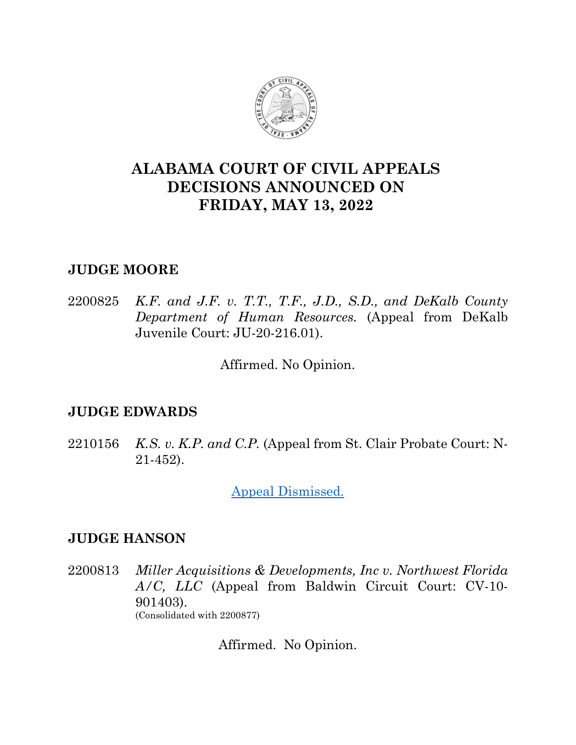# ALABAMA COURT OF CIVIL APPEALS DECISIONS ANNOUNCED ON FRIDAY, MAY 13, 2022

## JUDGE MOORE

2200825 *K.F. and J.F. v. T.T., T.F., J.D., S.D., and DeKalb County Department of Human Resources.* (Appeal from DeKalb Juvenile Court: JU-20-216.01).

Affirmed. No Opinion.

## JUDGE EDWARDS

2210156 *K.S. v. K.P. and C.P.* (Appeal from St. Clair Probate Court: N-21-452).

Appeal Dismissed.

## JUDGE HANSON

2200813 *Miller Acquisitions & Developments, Inc v. Northwest Florida A/C, LLC* (Appeal from Baldwin Circuit Court: CV-10-901403).
(Consolidated with 2200877)

Affirmed. No Opinion.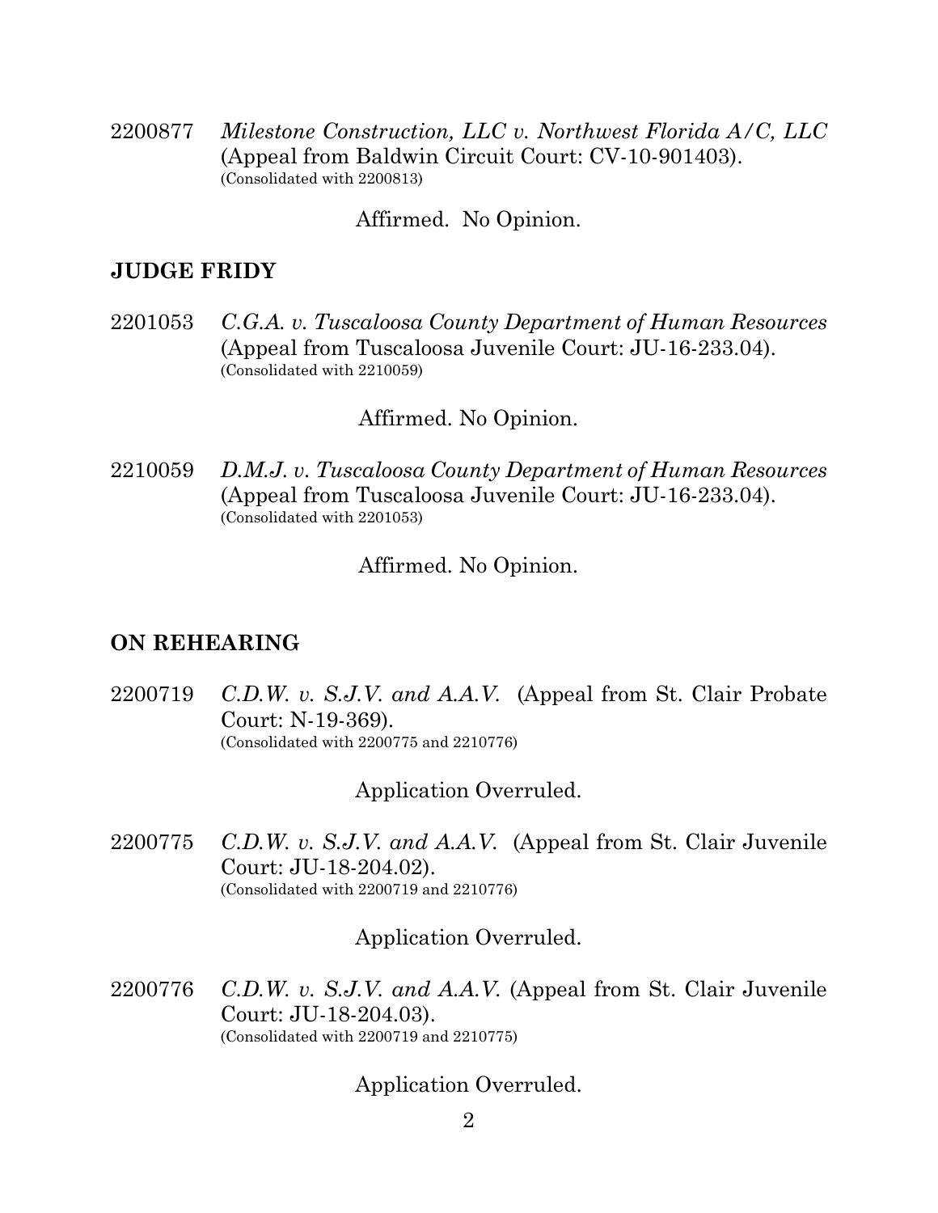2200877 *Milestone Construction, LLC v. Northwest Florida A/C, LLC* (Appeal from Baldwin Circuit Court: CV-10-901403).
(Consolidated with 2200813)

Affirmed. No Opinion.

## JUDGE FRIDY

2201053 *C.G.A. v. Tuscaloosa County Department of Human Resources* (Appeal from Tuscaloosa Juvenile Court: JU-16-233.04).
(Consolidated with 2210059)

Affirmed. No Opinion.

2210059 *D.M.J. v. Tuscaloosa County Department of Human Resources* (Appeal from Tuscaloosa Juvenile Court: JU-16-233.04).
(Consolidated with 2201053)

Affirmed. No Opinion.

## ON REHEARING

2200719 *C.D.W. v. S.J.V. and A.A.V.* (Appeal from St. Clair Probate Court: N-19-369).
(Consolidated with 2200775 and 2210776)

Application Overruled.

2200775 *C.D.W. v. S.J.V. and A.A.V.* (Appeal from St. Clair Juvenile Court: JU-18-204.02).
(Consolidated with 2200719 and 2210776)

Application Overruled.

2200776 *C.D.W. v. S.J.V. and A.A.V.* (Appeal from St. Clair Juvenile Court: JU-18-204.03).
(Consolidated with 2200719 and 2210775)

Application Overruled.